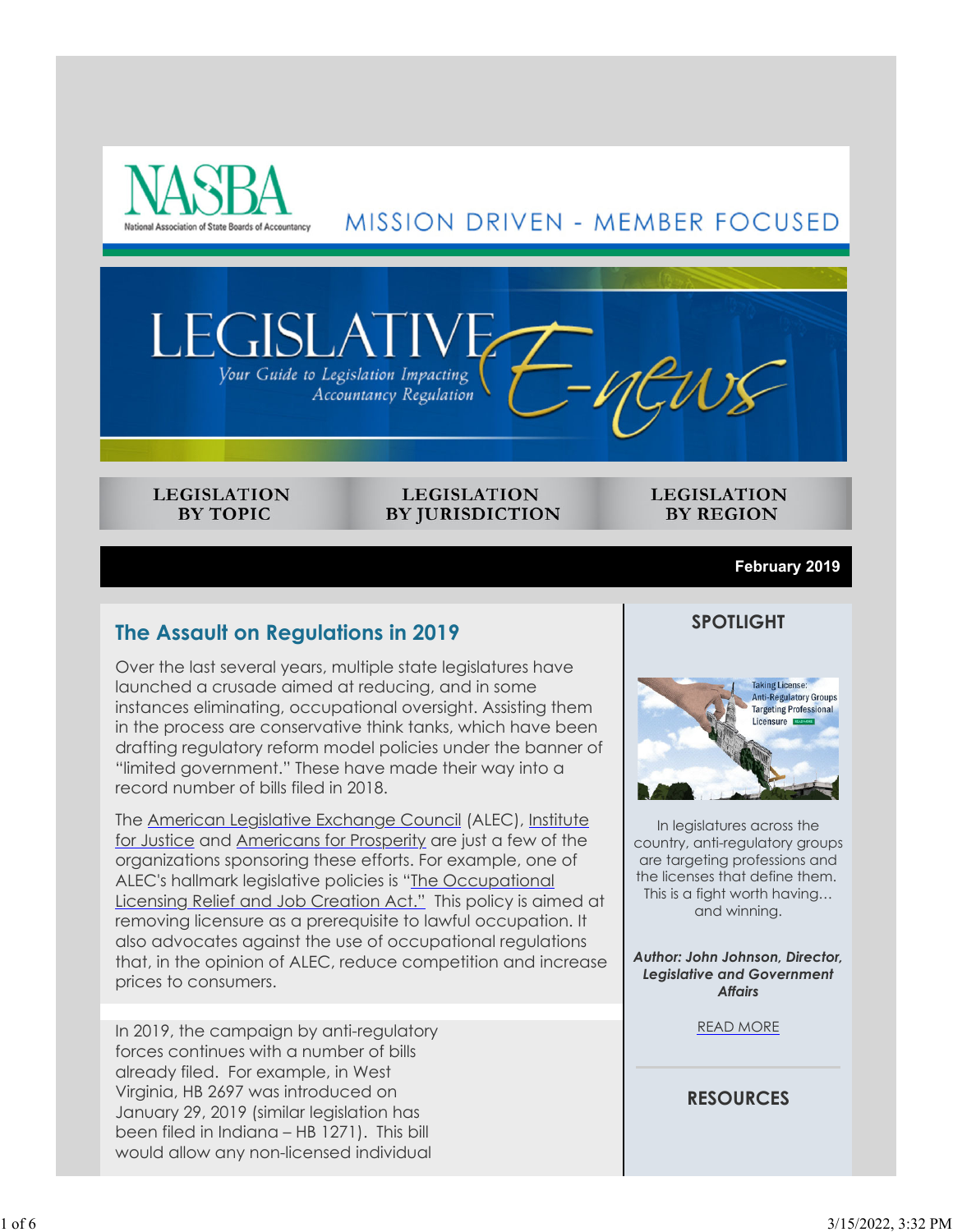NASBA

National Association of State Boards of Accountancy

MISSION DRIVEN - MEMBER FOCUSED

# LEGISLATIVE E-news

*Your Guide to Legislation Impacting Accountancy Regulation*

LEGISLATION BY TOPIC | LEGISLATION BY JURISDICTION | LEGISLATION BY REGION

**February 2019**

## The Assault on Regulations in 2019

Over the last several years, multiple state legislatures have launched a crusade aimed at reducing, and in some instances eliminating, occupational oversight. Assisting them in the process are conservative think tanks, which have been drafting regulatory reform model policies under the banner of "limited government." These have made their way into a record number of bills filed in 2018.

The American Legislative Exchange Council (ALEC), Institute for Justice and Americans for Prosperity are just a few of the organizations sponsoring these efforts. For example, one of ALEC's hallmark legislative policies is "The Occupational Licensing Relief and Job Creation Act." This policy is aimed at removing licensure as a prerequisite to lawful occupation. It also advocates against the use of occupational regulations that, in the opinion of ALEC, reduce competition and increase prices to consumers.

In 2019, the campaign by anti-regulatory forces continues with a number of bills already filed. For example, in West Virginia, HB 2697 was introduced on January 29, 2019 (similar legislation has been filed in Indiana – HB 1271). This bill would allow any non-licensed individual

## SPOTLIGHT

Taking License: Anti-Regulatory Groups Targeting Professional Licensure

In legislatures across the country, anti-regulatory groups are targeting professions and the licenses that define them. This is a fight worth having... and winning.

***Author: John Johnson, Director, Legislative and Government Affairs***

READ MORE

## RESOURCES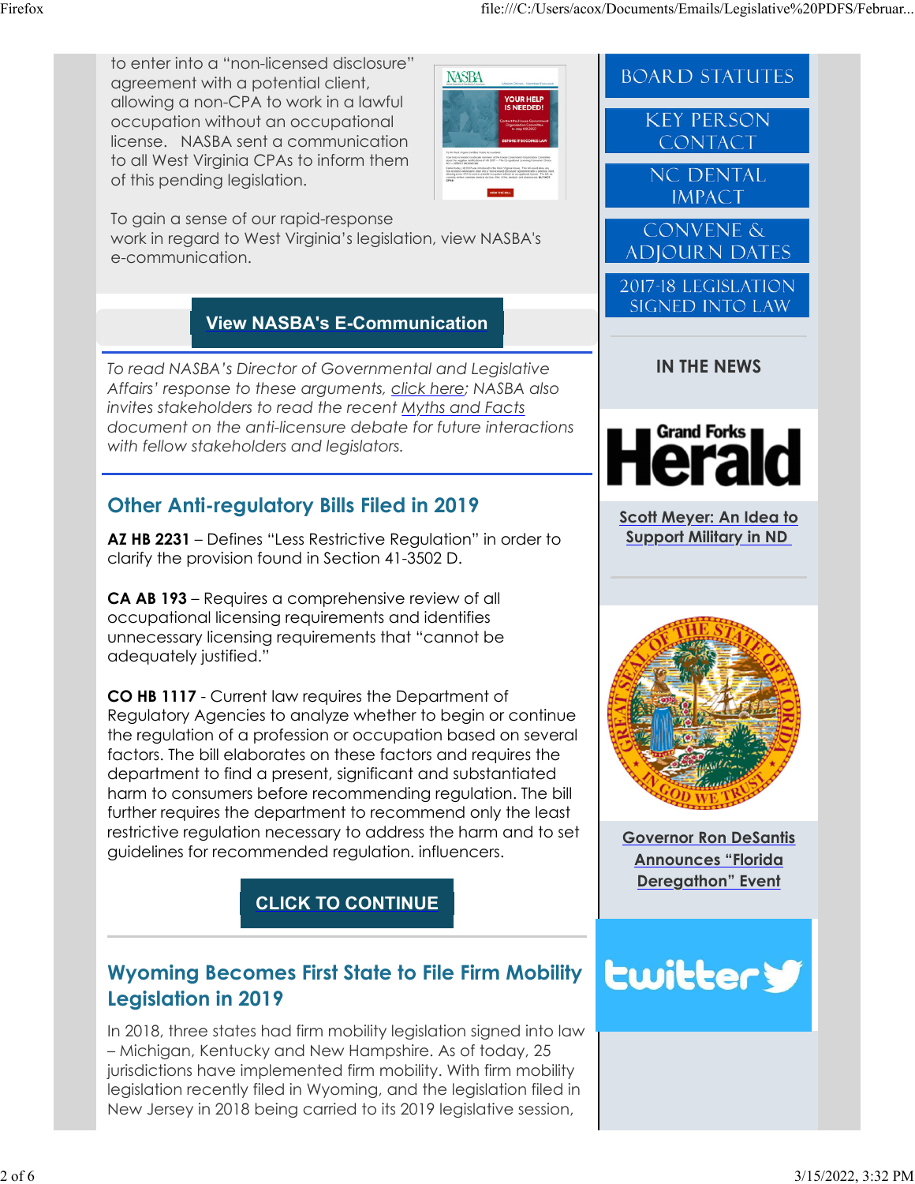to enter into a "non-licensed disclosure" agreement with a potential client, allowing a non-CPA to work in a lawful occupation without an occupational license. NASBA sent a communication to all West Virginia CPAs to inform them of this pending legislation.

To gain a sense of our rapid-response work in regard to West Virginia's legislation, view NASBA's e-communication.

**View NASBA's E-Communication**

*To read NASBA's Director of Governmental and Legislative Affairs' response to these arguments, click here; NASBA also invites stakeholders to read the recent Myths and Facts document on the anti-licensure debate for future interactions with fellow stakeholders and legislators.*

## Other Anti-regulatory Bills Filed in 2019

**AZ HB 2231** – Defines "Less Restrictive Regulation" in order to clarify the provision found in Section 41-3502 D.

**CA AB 193** – Requires a comprehensive review of all occupational licensing requirements and identifies unnecessary licensing requirements that "cannot be adequately justified."

**CO HB 1117** - Current law requires the Department of Regulatory Agencies to analyze whether to begin or continue the regulation of a profession or occupation based on several factors. The bill elaborates on these factors and requires the department to find a present, significant and substantiated harm to consumers before recommending regulation. The bill further requires the department to recommend only the least restrictive regulation necessary to address the harm and to set guidelines for recommended regulation. influencers.

**CLICK TO CONTINUE**

## Wyoming Becomes First State to File Firm Mobility Legislation in 2019

In 2018, three states had firm mobility legislation signed into law – Michigan, Kentucky and New Hampshire. As of today, 25 jurisdictions have implemented firm mobility. With firm mobility legislation recently filed in Wyoming, and the legislation filed in New Jersey in 2018 being carried to its 2019 legislative session,

BOARD STATUTES

KEY PERSON CONTACT

NC DENTAL IMPACT

CONVENE & ADJOURN DATES

2017-18 LEGISLATION SIGNED INTO LAW

**IN THE NEWS**

Grand Forks Herald

**Scott Meyer: An Idea to Support Military in ND**

**Governor Ron DeSantis Announces "Florida Deregathon" Event**

twitter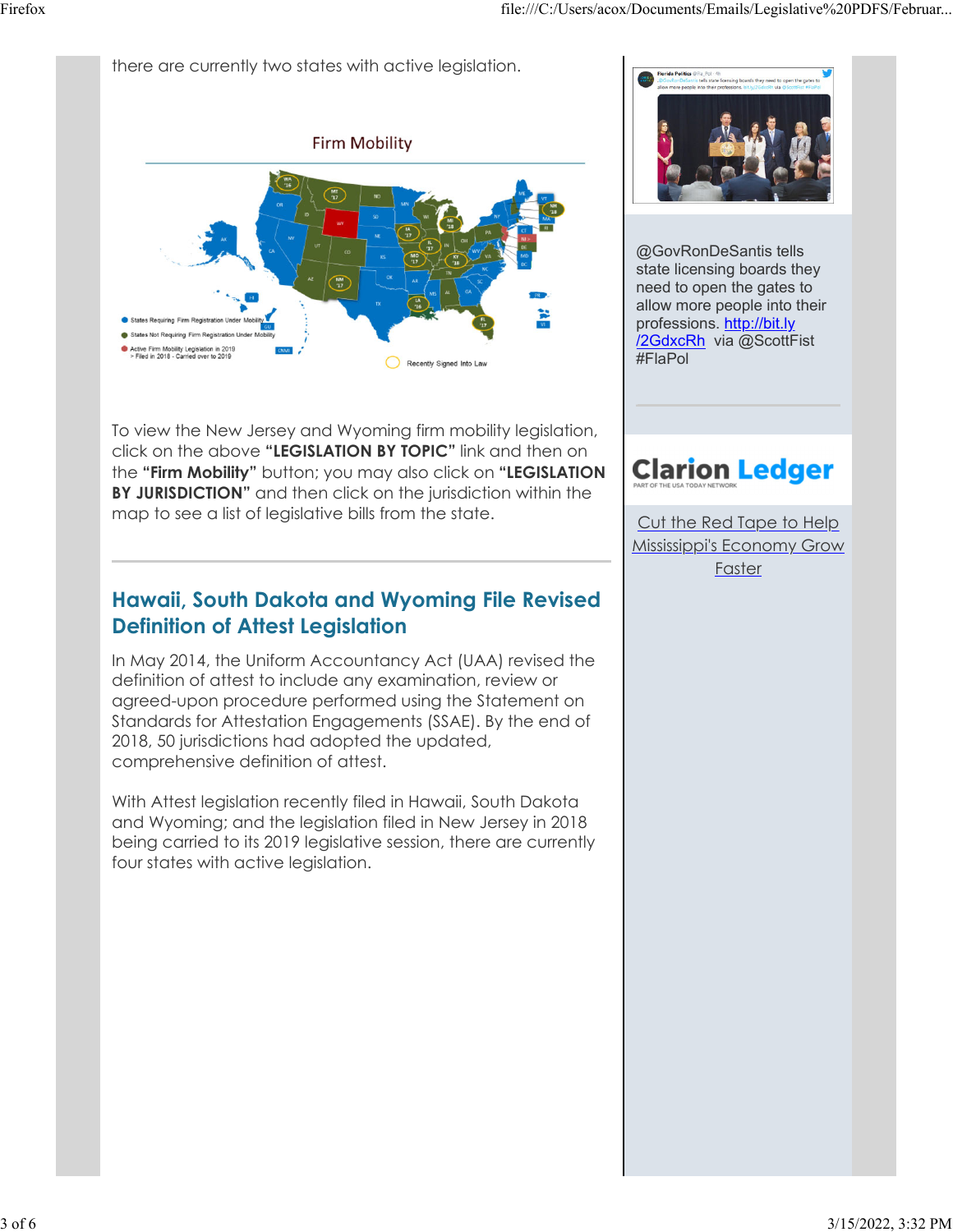there are currently two states with active legislation.

Firm Mobility

States Requiring Firm Registration Under Mobility
States Not Requiring Firm Registration Under Mobility
Active Firm Mobility Legislation in 2019
> Filed in 2018 - Carried over to 2019
Recently Signed Into Law

To view the New Jersey and Wyoming firm mobility legislation, click on the above **"LEGISLATION BY TOPIC"** link and then on the **"Firm Mobility"** button; you may also click on **"LEGISLATION BY JURISDICTION"** and then click on the jurisdiction within the map to see a list of legislative bills from the state.

## Hawaii, South Dakota and Wyoming File Revised Definition of Attest Legislation

In May 2014, the Uniform Accountancy Act (UAA) revised the definition of attest to include any examination, review or agreed-upon procedure performed using the Statement on Standards for Attestation Engagements (SSAE). By the end of 2018, 50 jurisdictions had adopted the updated, comprehensive definition of attest.

With Attest legislation recently filed in Hawaii, South Dakota and Wyoming; and the legislation filed in New Jersey in 2018 being carried to its 2019 legislative session, there are currently four states with active legislation.

---

@GovRonDeSantis tells state licensing boards they need to open the gates to allow more people into their professions. http://bit.ly/2GdxcRh via @ScottFist #FlaPol

**Clarion Ledger**
PART OF THE USA TODAY NETWORK

Cut the Red Tape to Help Mississippi's Economy Grow Faster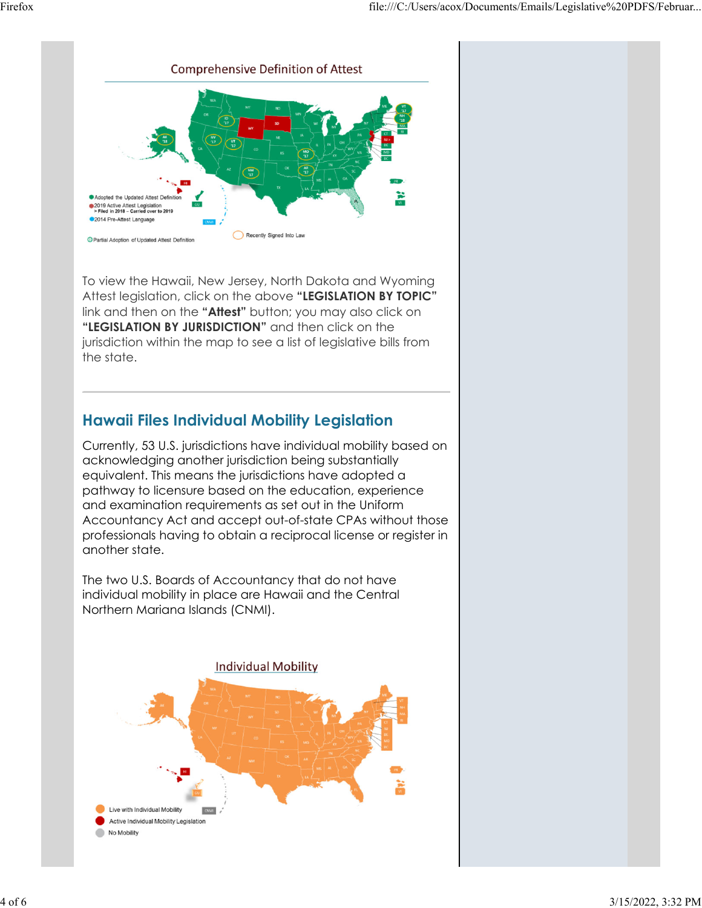Comprehensive Definition of Attest

● Adopted the Updated Attest Definition
● 2019 Active Attest Legislation
> Filed in 2018 – Carried over to 2019
● 2014 Pre-Attest Language
○ Partial Adoption of Updated Attest Definition
○ Recently Signed Into Law

To view the Hawaii, New Jersey, North Dakota and Wyoming Attest legislation, click on the above **"LEGISLATION BY TOPIC"** link and then on the **"Attest"** button; you may also click on **"LEGISLATION BY JURISDICTION"** and then click on the jurisdiction within the map to see a list of legislative bills from the state.

---

## Hawaii Files Individual Mobility Legislation

Currently, 53 U.S. jurisdictions have individual mobility based on acknowledging another jurisdiction being substantially equivalent. This means the jurisdictions have adopted a pathway to licensure based on the education, experience and examination requirements as set out in the Uniform Accountancy Act and accept out-of-state CPAs without those professionals having to obtain a reciprocal license or register in another state.

The two U.S. Boards of Accountancy that do not have individual mobility in place are Hawaii and the Central Northern Mariana Islands (CNMI).

Individual Mobility

● Live with Individual Mobility
● Active Individual Mobility Legislation
● No Mobility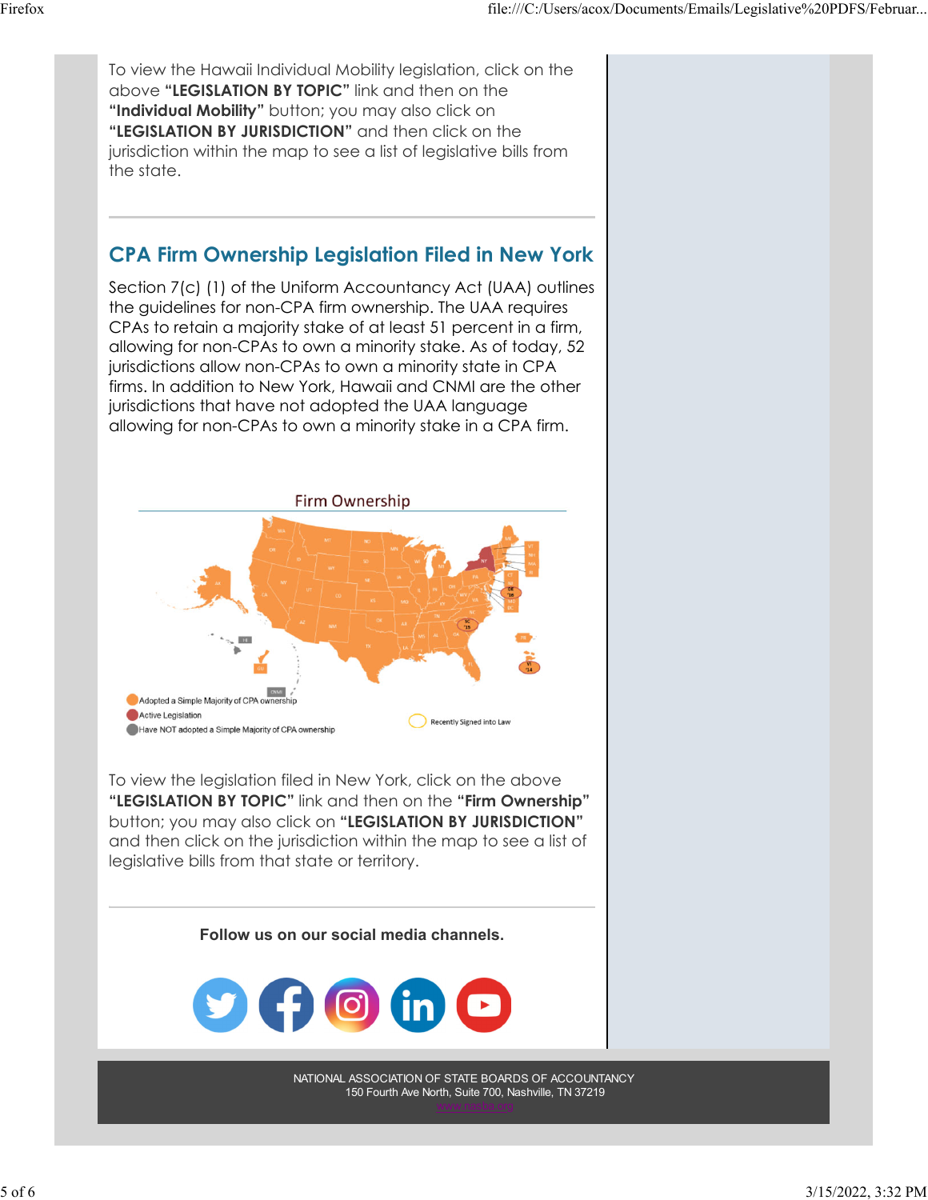To view the Hawaii Individual Mobility legislation, click on the above **"LEGISLATION BY TOPIC"** link and then on the **"Individual Mobility"** button; you may also click on **"LEGISLATION BY JURISDICTION"** and then click on the jurisdiction within the map to see a list of legislative bills from the state.

---

## CPA Firm Ownership Legislation Filed in New York

Section 7(c) (1) of the Uniform Accountancy Act (UAA) outlines the guidelines for non-CPA firm ownership. The UAA requires CPAs to retain a majority stake of at least 51 percent in a firm, allowing for non-CPAs to own a minority stake. As of today, 52 jurisdictions allow non-CPAs to own a minority state in CPA firms. In addition to New York, Hawaii and CNMI are the other jurisdictions that have not adopted the UAA language allowing for non-CPAs to own a minority stake in a CPA firm.

Firm Ownership

- Adopted a Simple Majority of CPA ownership
- Active Legislation
- Have NOT adopted a Simple Majority of CPA ownership
- Recently Signed into Law

To view the legislation filed in New York, click on the above **"LEGISLATION BY TOPIC"** link and then on the **"Firm Ownership"** button; you may also click on **"LEGISLATION BY JURISDICTION"** and then click on the jurisdiction within the map to see a list of legislative bills from that state or territory.

---

**Follow us on our social media channels.**

NATIONAL ASSOCIATION OF STATE BOARDS OF ACCOUNTANCY
150 Fourth Ave North, Suite 700, Nashville, TN 37219
www.nasba.org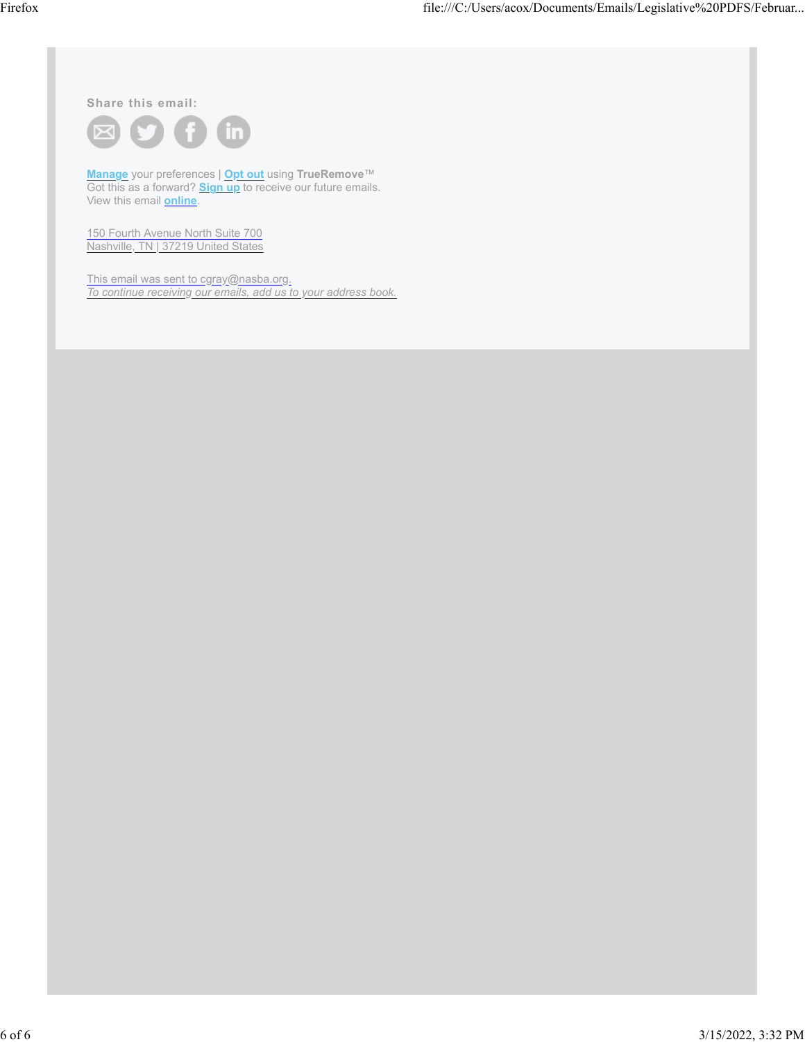**Share this email:**

**Manage** your preferences | **Opt out** using **TrueRemove**™
Got this as a forward? **Sign up** to receive our future emails.
View this email **online**.

150 Fourth Avenue North Suite 700
Nashville, TN | 37219 United States

This email was sent to cgray@nasba.org.
*To continue receiving our emails, add us to your address book.*